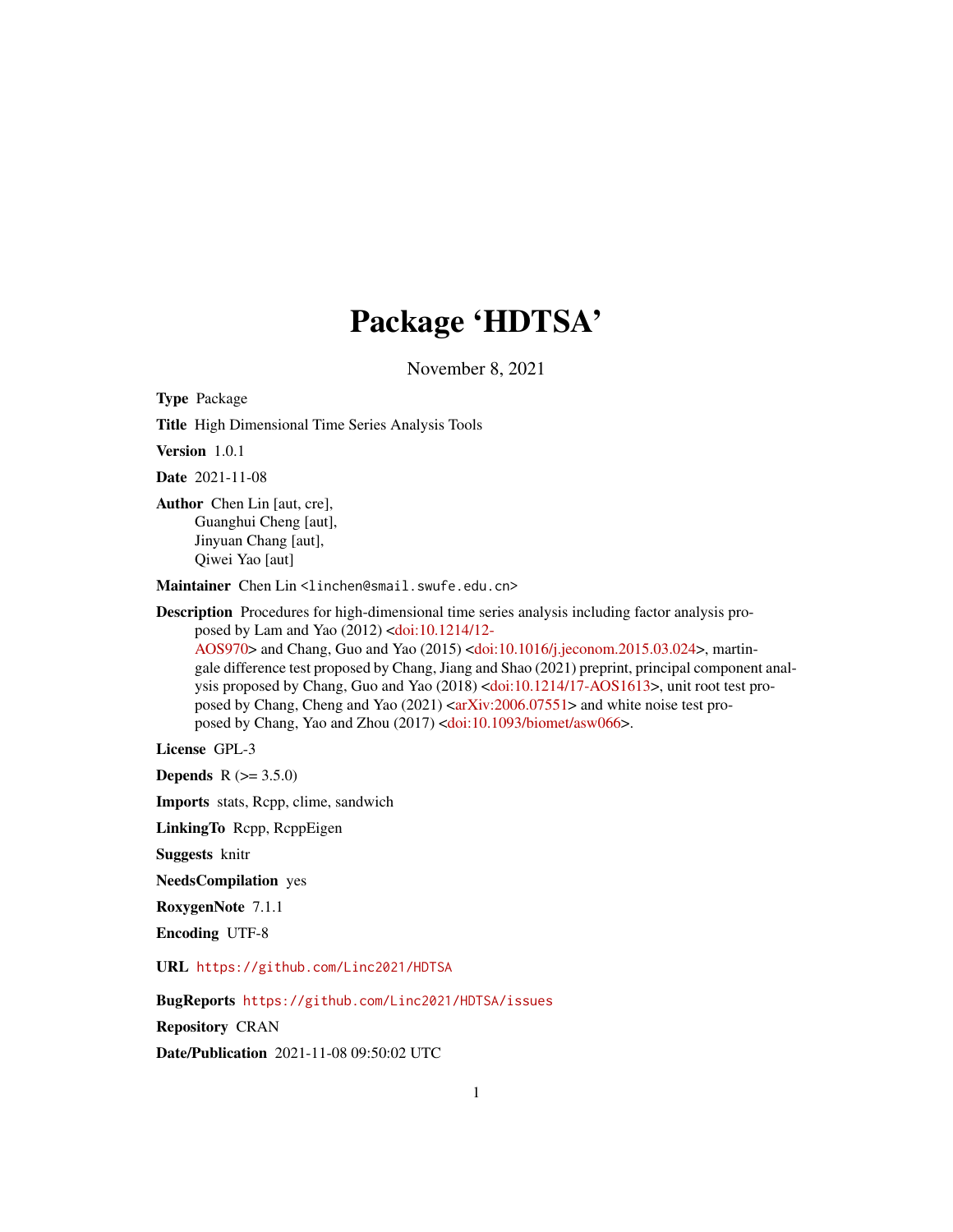# Package 'HDTSA'

November 8, 2021

**Type** Package

**Title** High Dimensional Time Series Analysis Tools

**Version** 1.0.1

**Date** 2021-11-08

**Author** Chen Lin [aut, cre],
Guanghui Cheng [aut],
Jinyuan Chang [aut],
Qiwei Yao [aut]

**Maintainer** Chen Lin <linchen@smail.swufe.edu.cn>

**Description** Procedures for high-dimensional time series analysis including factor analysis proposed by Lam and Yao (2012) <doi:10.1214/12-AOS970> and Chang, Guo and Yao (2015) <doi:10.1016/j.jeconom.2015.03.024>, martingale difference test proposed by Chang, Jiang and Shao (2021) preprint, principal component analysis proposed by Chang, Guo and Yao (2018) <doi:10.1214/17-AOS1613>, unit root test proposed by Chang, Cheng and Yao (2021) <arXiv:2006.07551> and white noise test proposed by Chang, Yao and Zhou (2017) <doi:10.1093/biomet/asw066>.

**License** GPL-3

**Depends** R (>= 3.5.0)

**Imports** stats, Rcpp, clime, sandwich

**LinkingTo** Rcpp, RcppEigen

**Suggests** knitr

**NeedsCompilation** yes

**RoxygenNote** 7.1.1

**Encoding** UTF-8

**URL** https://github.com/Linc2021/HDTSA

**BugReports** https://github.com/Linc2021/HDTSA/issues

**Repository** CRAN

**Date/Publication** 2021-11-08 09:50:02 UTC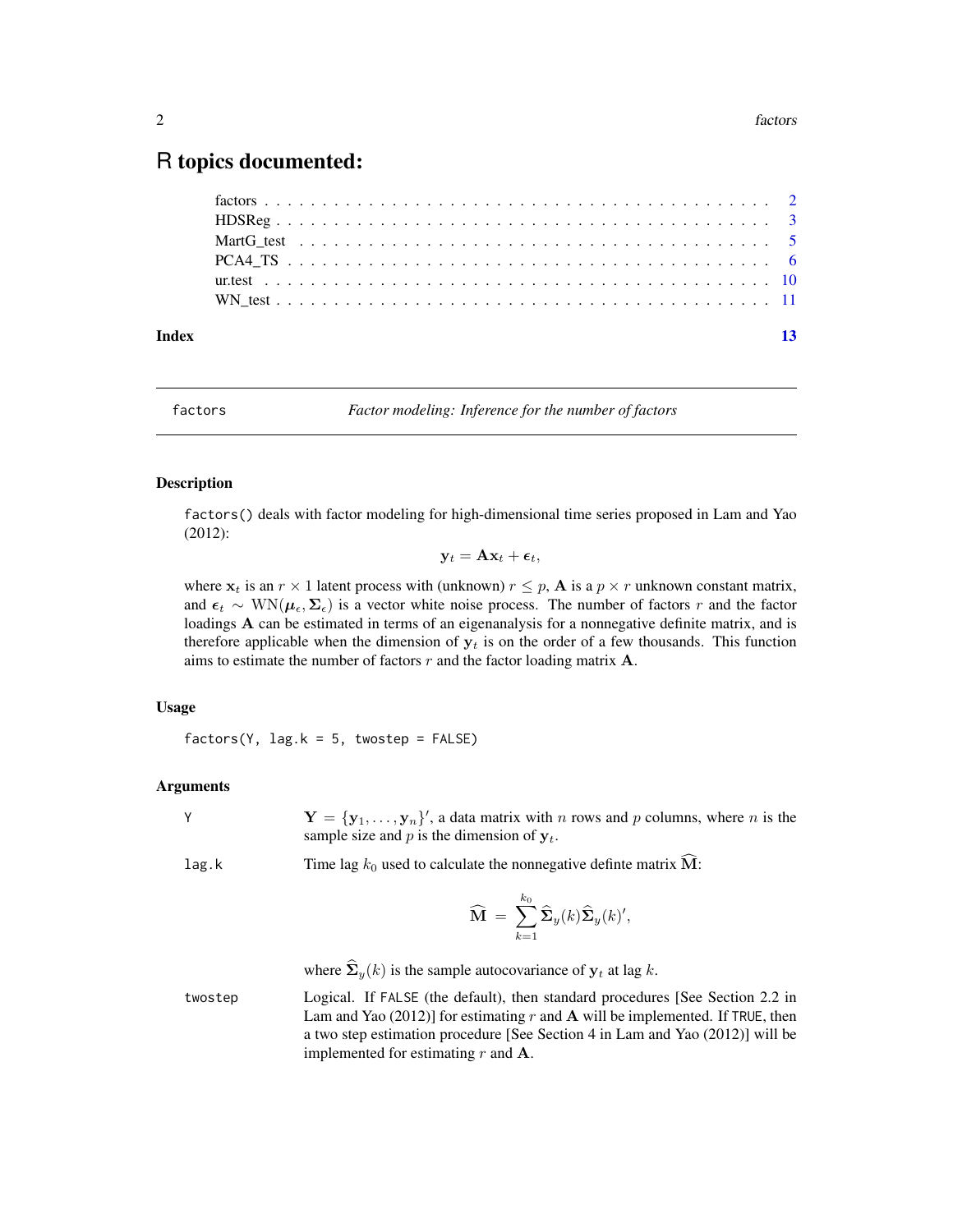# R topics documented:

factors . . . . . . . . . . . . . . . . . . . . . . . . . . . . . . . . . . . . . . . . . . 2
HDSReg . . . . . . . . . . . . . . . . . . . . . . . . . . . . . . . . . . . . . . . . . . 3
MartG_test . . . . . . . . . . . . . . . . . . . . . . . . . . . . . . . . . . . . . . . . 5
PCA4_TS . . . . . . . . . . . . . . . . . . . . . . . . . . . . . . . . . . . . . . . . . 6
ur.test . . . . . . . . . . . . . . . . . . . . . . . . . . . . . . . . . . . . . . . . . . 10
WN_test . . . . . . . . . . . . . . . . . . . . . . . . . . . . . . . . . . . . . . . . . 11

**Index** 13

---

`factors` — *Factor modeling: Inference for the number of factors*

---

## Description

`factors()` deals with factor modeling for high-dimensional time series proposed in Lam and Yao (2012):

$$\mathbf{y}_t = \mathbf{A}\mathbf{x}_t + \boldsymbol{\epsilon}_t,$$

where $\mathbf{x}_t$ is an $r \times 1$ latent process with (unknown) $r \leq p$, $\mathbf{A}$ is a $p \times r$ unknown constant matrix, and $\boldsymbol{\epsilon}_t \sim \mathrm{WN}(\boldsymbol{\mu}_\epsilon, \boldsymbol{\Sigma}_\epsilon)$ is a vector white noise process. The number of factors $r$ and the factor loadings $\mathbf{A}$ can be estimated in terms of an eigenanalysis for a nonnegative definite matrix, and is therefore applicable when the dimension of $\mathbf{y}_t$ is on the order of a few thousands. This function aims to estimate the number of factors $r$ and the factor loading matrix $\mathbf{A}$.

## Usage

```
factors(Y, lag.k = 5, twostep = FALSE)
```

## Arguments

`Y` — $\mathbf{Y} = \{\mathbf{y}_1, \ldots, \mathbf{y}_n\}'$, a data matrix with $n$ rows and $p$ columns, where $n$ is the sample size and $p$ is the dimension of $\mathbf{y}_t$.

`lag.k` — Time lag $k_0$ used to calculate the nonnegative definte matrix $\widehat{\mathbf{M}}$:

$$\widehat{\mathbf{M}} \;=\; \sum_{k=1}^{k_0} \widehat{\boldsymbol{\Sigma}}_y(k)\widehat{\boldsymbol{\Sigma}}_y(k)',$$

where $\widehat{\boldsymbol{\Sigma}}_y(k)$ is the sample autocovariance of $\mathbf{y}_t$ at lag $k$.

`twostep` — Logical. If `FALSE` (the default), then standard procedures [See Section 2.2 in Lam and Yao (2012)] for estimating $r$ and $\mathbf{A}$ will be implemented. If `TRUE`, then a two step estimation procedure [See Section 4 in Lam and Yao (2012)] will be implemented for estimating $r$ and $\mathbf{A}$.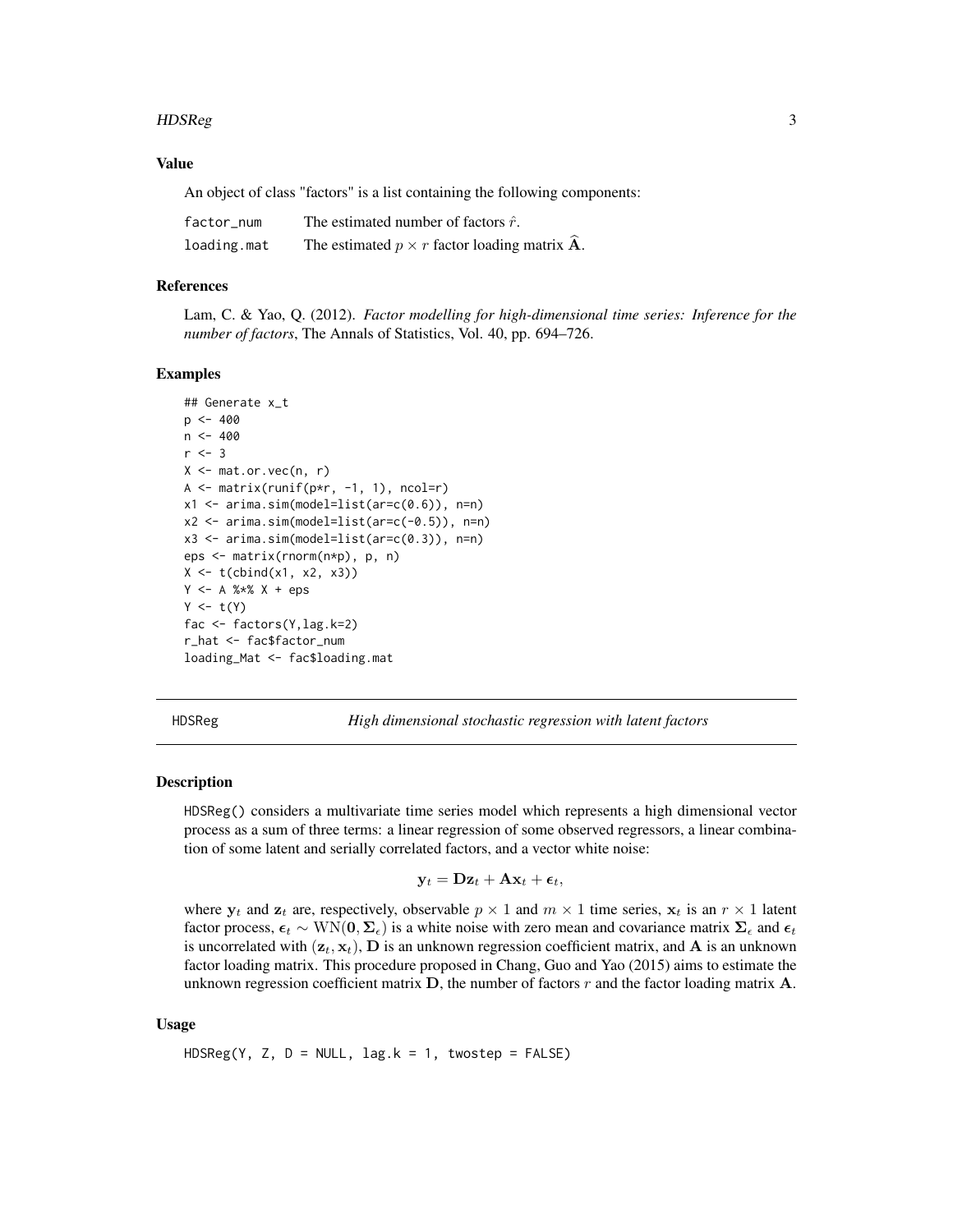## Value

An object of class "factors" is a list containing the following components:

| | |
|---|---|
| factor_num | The estimated number of factors $\hat{r}$. |
| loading.mat | The estimated $p \times r$ factor loading matrix $\widehat{\mathbf{A}}$. |

## References

Lam, C. & Yao, Q. (2012). *Factor modelling for high-dimensional time series: Inference for the number of factors*, The Annals of Statistics, Vol. 40, pp. 694–726.

## Examples

```
## Generate x_t
p <- 400
n <- 400
r <- 3
X <- mat.or.vec(n, r)
A <- matrix(runif(p*r, -1, 1), ncol=r)
x1 <- arima.sim(model=list(ar=c(0.6)), n=n)
x2 <- arima.sim(model=list(ar=c(-0.5)), n=n)
x3 <- arima.sim(model=list(ar=c(0.3)), n=n)
eps <- matrix(rnorm(n*p), p, n)
X <- t(cbind(x1, x2, x3))
Y <- A %*% X + eps
Y <- t(Y)
fac <- factors(Y,lag.k=2)
r_hat <- fac$factor_num
loading_Mat <- fac$loading.mat
```

---

# HDSReg — *High dimensional stochastic regression with latent factors*

## Description

HDSReg() considers a multivariate time series model which represents a high dimensional vector process as a sum of three terms: a linear regression of some observed regressors, a linear combination of some latent and serially correlated factors, and a vector white noise:

$$\mathbf{y}_t = \mathbf{D}\mathbf{z}_t + \mathbf{A}\mathbf{x}_t + \boldsymbol{\epsilon}_t,$$

where $\mathbf{y}_t$ and $\mathbf{z}_t$ are, respectively, observable $p \times 1$ and $m \times 1$ time series, $\mathbf{x}_t$ is an $r \times 1$ latent factor process, $\boldsymbol{\epsilon}_t \sim \mathrm{WN}(\mathbf{0}, \boldsymbol{\Sigma}_\epsilon)$ is a white noise with zero mean and covariance matrix $\boldsymbol{\Sigma}_\epsilon$ and $\boldsymbol{\epsilon}_t$ is uncorrelated with $(\mathbf{z}_t, \mathbf{x}_t)$, $\mathbf{D}$ is an unknown regression coefficient matrix, and $\mathbf{A}$ is an unknown factor loading matrix. This procedure proposed in Chang, Guo and Yao (2015) aims to estimate the unknown regression coefficient matrix $\mathbf{D}$, the number of factors $r$ and the factor loading matrix $\mathbf{A}$.

## Usage

```
HDSReg(Y, Z, D = NULL, lag.k = 1, twostep = FALSE)
```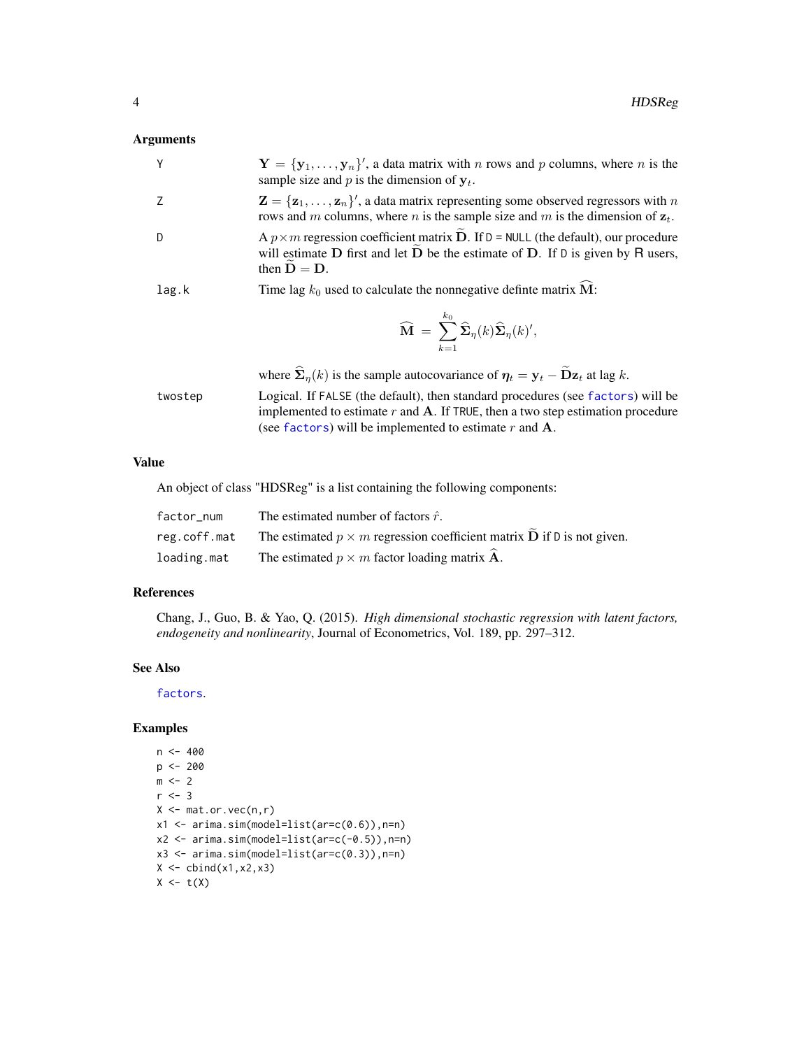### Arguments

| | |
|---|---|
| Y | $\mathbf{Y} = \{\mathbf{y}_1, \ldots, \mathbf{y}_n\}'$, a data matrix with $n$ rows and $p$ columns, where $n$ is the sample size and $p$ is the dimension of $\mathbf{y}_t$. |
| Z | $\mathbf{Z} = \{\mathbf{z}_1, \ldots, \mathbf{z}_n\}'$, a data matrix representing some observed regressors with $n$ rows and $m$ columns, where $n$ is the sample size and $m$ is the dimension of $\mathbf{z}_t$. |
| D | A $p \times m$ regression coefficient matrix $\widetilde{\mathbf{D}}$. If `D = NULL` (the default), our procedure will estimate $\mathbf{D}$ first and let $\widetilde{\mathbf{D}}$ be the estimate of $\mathbf{D}$. If `D` is given by R users, then $\widetilde{\mathbf{D}} = \mathbf{D}$. |
| lag.k | Time lag $k_0$ used to calculate the nonnegative definte matrix $\widehat{\mathbf{M}}$: $$\widehat{\mathbf{M}} = \sum_{k=1}^{k_0} \widehat{\mathbf{\Sigma}}_\eta(k)\widehat{\mathbf{\Sigma}}_\eta(k)',$$ where $\widehat{\mathbf{\Sigma}}_\eta(k)$ is the sample autocovariance of $\boldsymbol{\eta}_t = \mathbf{y}_t - \widetilde{\mathbf{D}}\mathbf{z}_t$ at lag $k$. |
| twostep | Logical. If `FALSE` (the default), then standard procedures (see `factors`) will be implemented to estimate $r$ and $\mathbf{A}$. If `TRUE`, then a two step estimation procedure (see `factors`) will be implemented to estimate $r$ and $\mathbf{A}$. |

### Value

An object of class "HDSReg" is a list containing the following components:

| | |
|---|---|
| factor_num | The estimated number of factors $\hat{r}$. |
| reg.coff.mat | The estimated $p \times m$ regression coefficient matrix $\widetilde{\mathbf{D}}$ if `D` is not given. |
| loading.mat | The estimated $p \times m$ factor loading matrix $\widehat{\mathbf{A}}$. |

### References

Chang, J., Guo, B. & Yao, Q. (2015). *High dimensional stochastic regression with latent factors, endogeneity and nonlinearity*, Journal of Econometrics, Vol. 189, pp. 297–312.

### See Also

`factors`.

### Examples

```
n <- 400
p <- 200
m <- 2
r <- 3
X <- mat.or.vec(n,r)
x1 <- arima.sim(model=list(ar=c(0.6)),n=n)
x2 <- arima.sim(model=list(ar=c(-0.5)),n=n)
x3 <- arima.sim(model=list(ar=c(0.3)),n=n)
X <- cbind(x1,x2,x3)
X <- t(X)
```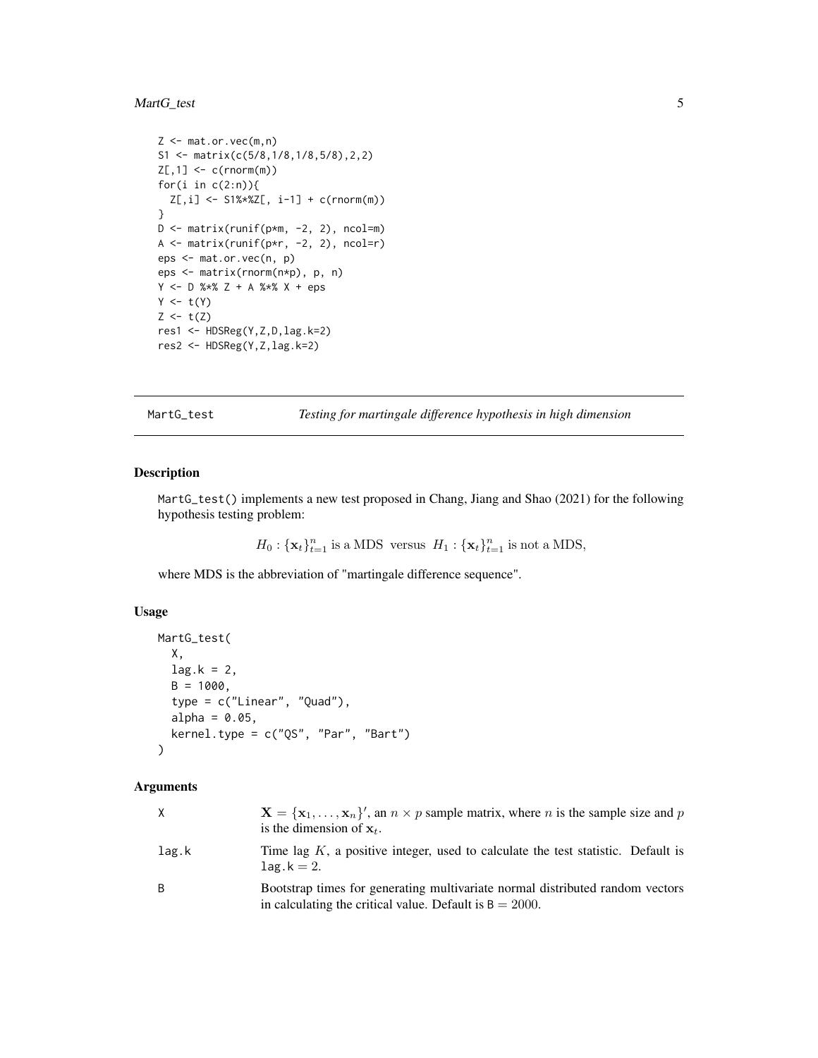```
Z <- mat.or.vec(m,n)
S1 <- matrix(c(5/8,1/8,1/8,5/8),2,2)
Z[,1] <- c(rnorm(m))
for(i in c(2:n)){
  Z[,i] <- S1%*%Z[, i-1] + c(rnorm(m))
}
D <- matrix(runif(p*m, -2, 2), ncol=m)
A <- matrix(runif(p*r, -2, 2), ncol=r)
eps <- mat.or.vec(n, p)
eps <- matrix(rnorm(n*p), p, n)
Y <- D %*% Z + A %*% X + eps
Y <- t(Y)
Z <- t(Z)
res1 <- HDSReg(Y,Z,D,lag.k=2)
res2 <- HDSReg(Y,Z,lag.k=2)
```

## MartG_test — *Testing for martingale difference hypothesis in high dimension*

### Description

MartG_test() implements a new test proposed in Chang, Jiang and Shao (2021) for the following hypothesis testing problem:

$$H_0 : \{\mathbf{x}_t\}_{t=1}^n \text{ is a MDS} \;\text{ versus }\; H_1 : \{\mathbf{x}_t\}_{t=1}^n \text{ is not a MDS},$$

where MDS is the abbreviation of "martingale difference sequence".

### Usage

```
MartG_test(
  X,
  lag.k = 2,
  B = 1000,
  type = c("Linear", "Quad"),
  alpha = 0.05,
  kernel.type = c("QS", "Par", "Bart")
)
```

### Arguments

| | |
|---|---|
| X | $\mathbf{X} = \{\mathbf{x}_1, \ldots, \mathbf{x}_n\}'$, an $n \times p$ sample matrix, where $n$ is the sample size and $p$ is the dimension of $\mathbf{x}_t$. |
| lag.k | Time lag $K$, a positive integer, used to calculate the test statistic. Default is lag.k $= 2$. |
| B | Bootstrap times for generating multivariate normal distributed random vectors in calculating the critical value. Default is B $= 2000$. |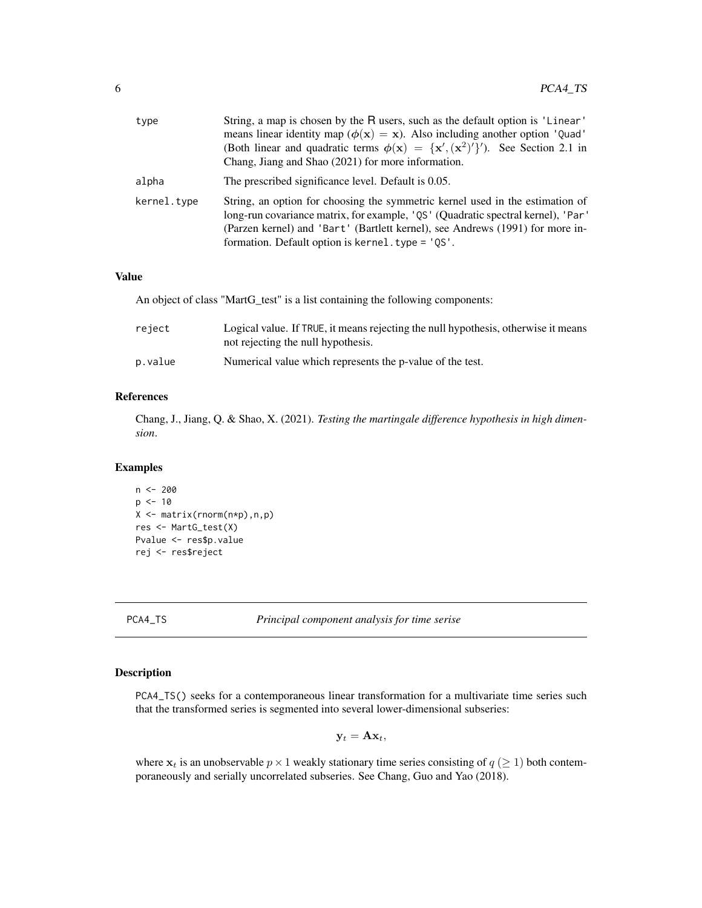| | |
|---|---|
| type | String, a map is chosen by the R users, such as the default option is 'Linear' means linear identity map ($\phi(\mathbf{x}) = \mathbf{x}$). Also including another option 'Quad' (Both linear and quadratic terms $\phi(\mathbf{x}) = \{\mathbf{x}', (\mathbf{x}^2)'\}'$). See Section 2.1 in Chang, Jiang and Shao (2021) for more information. |
| alpha | The prescribed significance level. Default is 0.05. |
| kernel.type | String, an option for choosing the symmetric kernel used in the estimation of long-run covariance matrix, for example, 'QS' (Quadratic spectral kernel), 'Par' (Parzen kernel) and 'Bart' (Bartlett kernel), see Andrews (1991) for more information. Default option is kernel.type = 'QS'. |

### Value

An object of class "MartG_test" is a list containing the following components:

| | |
|---|---|
| reject | Logical value. If TRUE, it means rejecting the null hypothesis, otherwise it means not rejecting the null hypothesis. |
| p.value | Numerical value which represents the p-value of the test. |

### References

Chang, J., Jiang, Q. & Shao, X. (2021). *Testing the martingale difference hypothesis in high dimension*.

### Examples

```
n <- 200
p <- 10
X <- matrix(rnorm(n*p),n,p)
res <- MartG_test(X)
Pvalue <- res$p.value
rej <- res$reject
```

---

## PCA4_TS — *Principal component analysis for time serise*

### Description

PCA4_TS() seeks for a contemporaneous linear transformation for a multivariate time series such that the transformed series is segmented into several lower-dimensional subseries:

$$\mathbf{y}_t = \mathbf{A}\mathbf{x}_t,$$

where $\mathbf{x}_t$ is an unobservable $p \times 1$ weakly stationary time series consisting of $q\ (\geq 1)$ both contemporaneously and serially uncorrelated subseries. See Chang, Guo and Yao (2018).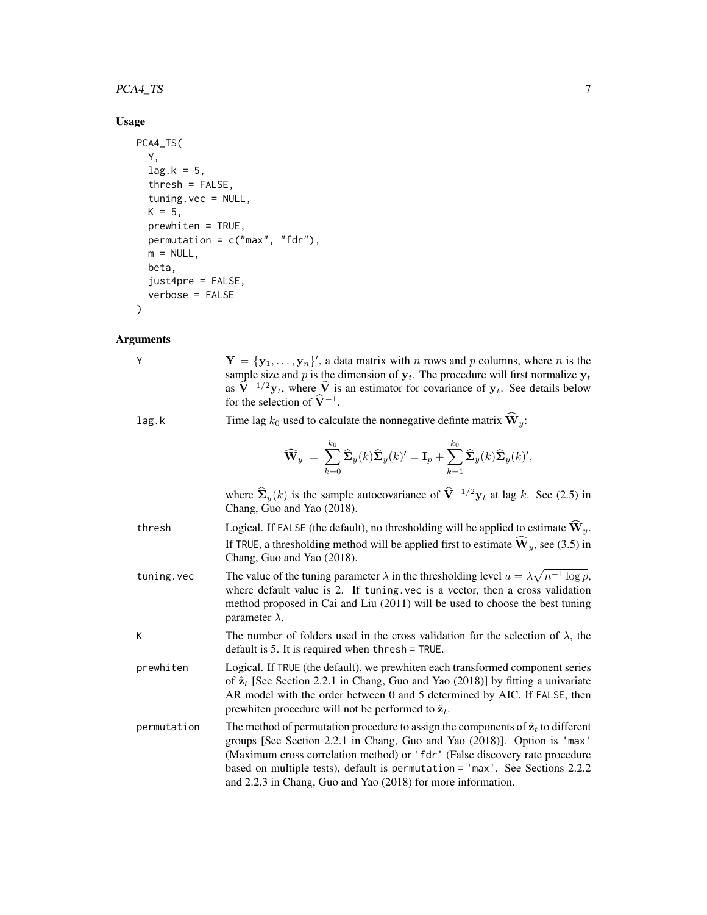## Usage

```
PCA4_TS(
  Y,
  lag.k = 5,
  thresh = FALSE,
  tuning.vec = NULL,
  K = 5,
  prewhiten = TRUE,
  permutation = c("max", "fdr"),
  m = NULL,
  beta,
  just4pre = FALSE,
  verbose = FALSE
)
```

## Arguments

**Y**: $\mathbf{Y} = \{\mathbf{y}_1, \ldots, \mathbf{y}_n\}'$, a data matrix with $n$ rows and $p$ columns, where $n$ is the sample size and $p$ is the dimension of $\mathbf{y}_t$. The procedure will first normalize $\mathbf{y}_t$ as $\widehat{\mathbf{V}}^{-1/2}\mathbf{y}_t$, where $\widehat{\mathbf{V}}$ is an estimator for covariance of $\mathbf{y}_t$. See details below for the selection of $\widehat{\mathbf{V}}^{-1}$.

**lag.k**: Time lag $k_0$ used to calculate the nonnegative definte matrix $\widehat{\mathbf{W}}_y$:

$$\widehat{\mathbf{W}}_y = \sum_{k=0}^{k_0} \widehat{\mathbf{\Sigma}}_y(k)\widehat{\mathbf{\Sigma}}_y(k)' = \mathbf{I}_p + \sum_{k=1}^{k_0} \widehat{\mathbf{\Sigma}}_y(k)\widehat{\mathbf{\Sigma}}_y(k)',$$

where $\widehat{\mathbf{\Sigma}}_y(k)$ is the sample autocovariance of $\widehat{\mathbf{V}}^{-1/2}\mathbf{y}_t$ at lag $k$. See (2.5) in Chang, Guo and Yao (2018).

**thresh**: Logical. If `FALSE` (the default), no thresholding will be applied to estimate $\widehat{\mathbf{W}}_y$. If `TRUE`, a thresholding method will be applied first to estimate $\widehat{\mathbf{W}}_y$, see (3.5) in Chang, Guo and Yao (2018).

**tuning.vec**: The value of the tuning parameter $\lambda$ in the thresholding level $u = \lambda\sqrt{n^{-1}\log p}$, where default value is 2. If `tuning.vec` is a vector, then a cross validation method proposed in Cai and Liu (2011) will be used to choose the best tuning parameter $\lambda$.

**K**: The number of folders used in the cross validation for the selection of $\lambda$, the default is 5. It is required when `thresh = TRUE`.

**prewhiten**: Logical. If `TRUE` (the default), we prewhiten each transformed component series of $\hat{\mathbf{z}}_t$ [See Section 2.2.1 in Chang, Guo and Yao (2018)] by fitting a univariate AR model with the order between 0 and 5 determined by AIC. If `FALSE`, then prewhiten procedure will not be performed to $\hat{\mathbf{z}}_t$.

**permutation**: The method of permutation procedure to assign the components of $\hat{\mathbf{z}}_t$ to different groups [See Section 2.2.1 in Chang, Guo and Yao (2018)]. Option is `'max'` (Maximum cross correlation method) or `'fdr'` (False discovery rate procedure based on multiple tests), default is `permutation = 'max'`. See Sections 2.2.2 and 2.2.3 in Chang, Guo and Yao (2018) for more information.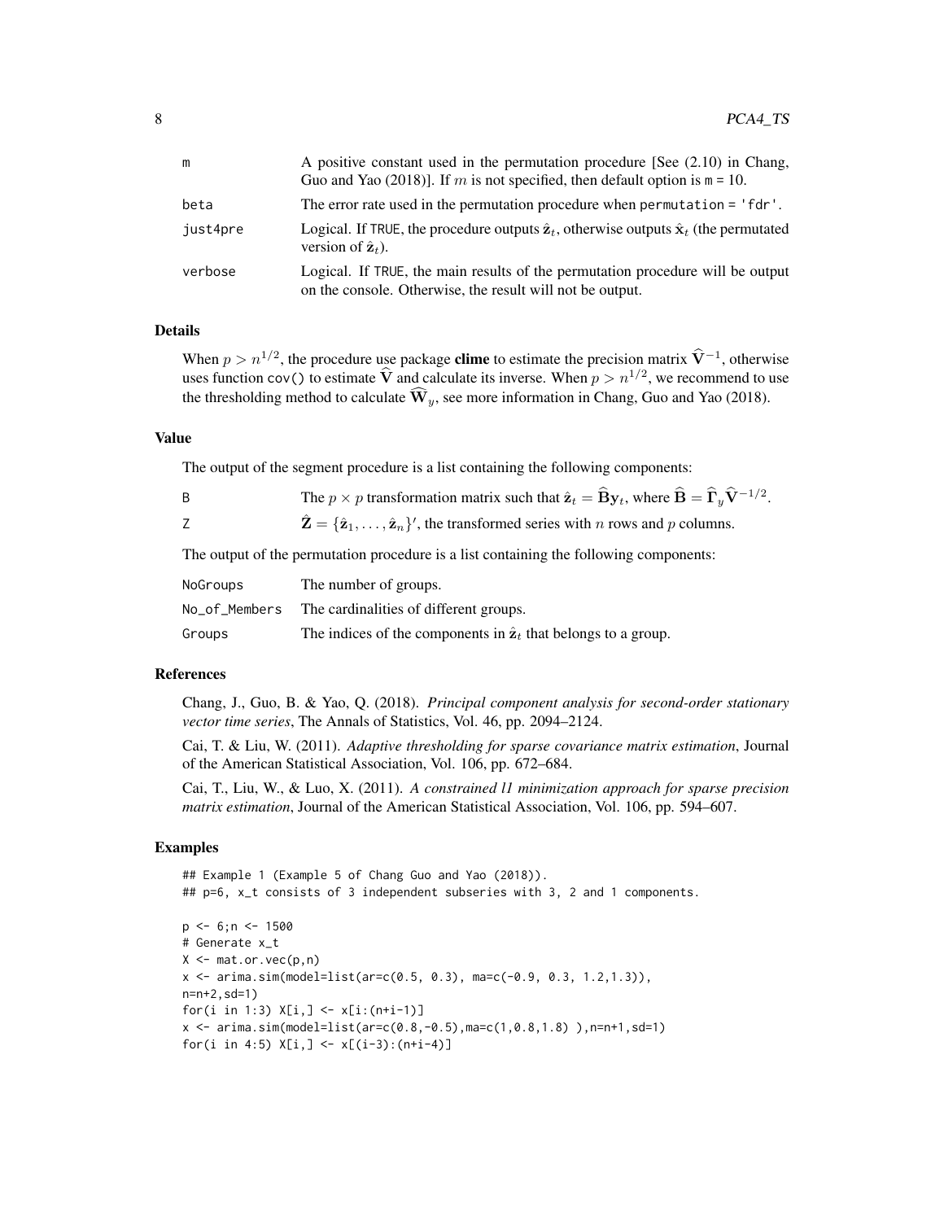| | |
|---|---|
| m | A positive constant used in the permutation procedure [See (2.10) in Chang, Guo and Yao (2018)]. If $m$ is not specified, then default option is m = 10. |
| beta | The error rate used in the permutation procedure when permutation = 'fdr'. |
| just4pre | Logical. If TRUE, the procedure outputs $\hat{\mathbf{z}}_t$, otherwise outputs $\hat{\mathbf{x}}_t$ (the permutated version of $\hat{\mathbf{z}}_t$). |
| verbose | Logical. If TRUE, the main results of the permutation procedure will be output on the console. Otherwise, the result will not be output. |

## Details

When $p > n^{1/2}$, the procedure use package **clime** to estimate the precision matrix $\widehat{\mathbf{V}}^{-1}$, otherwise uses function cov() to estimate $\widehat{\mathbf{V}}$ and calculate its inverse. When $p > n^{1/2}$, we recommend to use the thresholding method to calculate $\widehat{\mathbf{W}}_y$, see more information in Chang, Guo and Yao (2018).

## Value

The output of the segment procedure is a list containing the following components:

| | |
|---|---|
| B | The $p \times p$ transformation matrix such that $\hat{\mathbf{z}}_t = \widehat{\mathbf{B}}\mathbf{y}_t$, where $\widehat{\mathbf{B}} = \widehat{\mathbf{\Gamma}}_y \widehat{\mathbf{V}}^{-1/2}$. |
| Z | $\hat{\mathbf{Z}} = \{\hat{\mathbf{z}}_1, \ldots, \hat{\mathbf{z}}_n\}'$, the transformed series with $n$ rows and $p$ columns. |

The output of the permutation procedure is a list containing the following components:

| | |
|---|---|
| NoGroups | The number of groups. |
| No_of_Members | The cardinalities of different groups. |
| Groups | The indices of the components in $\hat{\mathbf{z}}_t$ that belongs to a group. |

## References

Chang, J., Guo, B. & Yao, Q. (2018). *Principal component analysis for second-order stationary vector time series*, The Annals of Statistics, Vol. 46, pp. 2094–2124.

Cai, T. & Liu, W. (2011). *Adaptive thresholding for sparse covariance matrix estimation*, Journal of the American Statistical Association, Vol. 106, pp. 672–684.

Cai, T., Liu, W., & Luo, X. (2011). *A constrained l1 minimization approach for sparse precision matrix estimation*, Journal of the American Statistical Association, Vol. 106, pp. 594–607.

## Examples

```
## Example 1 (Example 5 of Chang Guo and Yao (2018)).
## p=6, x_t consists of 3 independent subseries with 3, 2 and 1 components.

p <- 6;n <- 1500
# Generate x_t
X <- mat.or.vec(p,n)
x <- arima.sim(model=list(ar=c(0.5, 0.3), ma=c(-0.9, 0.3, 1.2,1.3)),
n=n+2,sd=1)
for(i in 1:3) X[i,] <- x[i:(n+i-1)]
x <- arima.sim(model=list(ar=c(0.8,-0.5),ma=c(1,0.8,1.8) ),n=n+1,sd=1)
for(i in 4:5) X[i,] <- x[(i-3):(n+i-4)]
```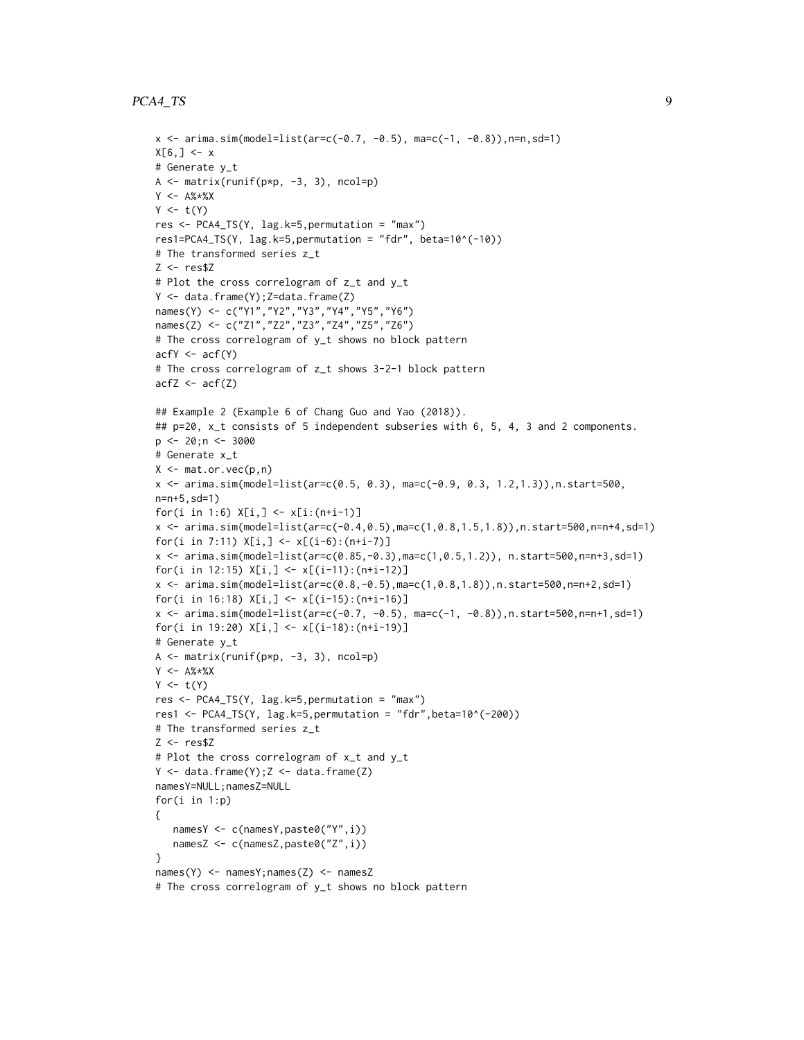```
x <- arima.sim(model=list(ar=c(-0.7, -0.5), ma=c(-1, -0.8)),n=n,sd=1)
X[6,] <- x
# Generate y_t
A <- matrix(runif(p*p, -3, 3), ncol=p)
Y <- A%*%X
Y <- t(Y)
res <- PCA4_TS(Y, lag.k=5,permutation = "max")
res1=PCA4_TS(Y, lag.k=5,permutation = "fdr", beta=10^(-10))
# The transformed series z_t
Z <- res$Z
# Plot the cross correlogram of z_t and y_t
Y <- data.frame(Y);Z=data.frame(Z)
names(Y) <- c("Y1","Y2","Y3","Y4","Y5","Y6")
names(Z) <- c("Z1","Z2","Z3","Z4","Z5","Z6")
# The cross correlogram of y_t shows no block pattern
acfY <- acf(Y)
# The cross correlogram of z_t shows 3-2-1 block pattern
acfZ <- acf(Z)

## Example 2 (Example 6 of Chang Guo and Yao (2018)).
## p=20, x_t consists of 5 independent subseries with 6, 5, 4, 3 and 2 components.
p <- 20;n <- 3000
# Generate x_t
X <- mat.or.vec(p,n)
x <- arima.sim(model=list(ar=c(0.5, 0.3), ma=c(-0.9, 0.3, 1.2,1.3)),n.start=500,
n=n+5,sd=1)
for(i in 1:6) X[i,] <- x[i:(n+i-1)]
x <- arima.sim(model=list(ar=c(-0.4,0.5),ma=c(1,0.8,1.5,1.8)),n.start=500,n=n+4,sd=1)
for(i in 7:11) X[i,] <- x[(i-6):(n+i-7)]
x <- arima.sim(model=list(ar=c(0.85,-0.3),ma=c(1,0.5,1.2)), n.start=500,n=n+3,sd=1)
for(i in 12:15) X[i,] <- x[(i-11):(n+i-12)]
x <- arima.sim(model=list(ar=c(0.8,-0.5),ma=c(1,0.8,1.8)),n.start=500,n=n+2,sd=1)
for(i in 16:18) X[i,] <- x[(i-15):(n+i-16)]
x <- arima.sim(model=list(ar=c(-0.7, -0.5), ma=c(-1, -0.8)),n.start=500,n=n+1,sd=1)
for(i in 19:20) X[i,] <- x[(i-18):(n+i-19)]
# Generate y_t
A <- matrix(runif(p*p, -3, 3), ncol=p)
Y <- A%*%X
Y <- t(Y)
res <- PCA4_TS(Y, lag.k=5,permutation = "max")
res1 <- PCA4_TS(Y, lag.k=5,permutation = "fdr",beta=10^(-200))
# The transformed series z_t
Z <- res$Z
# Plot the cross correlogram of x_t and y_t
Y <- data.frame(Y);Z <- data.frame(Z)
namesY=NULL;namesZ=NULL
for(i in 1:p)
{
   namesY <- c(namesY,paste0("Y",i))
   namesZ <- c(namesZ,paste0("Z",i))
}
names(Y) <- namesY;names(Z) <- namesZ
# The cross correlogram of y_t shows no block pattern
```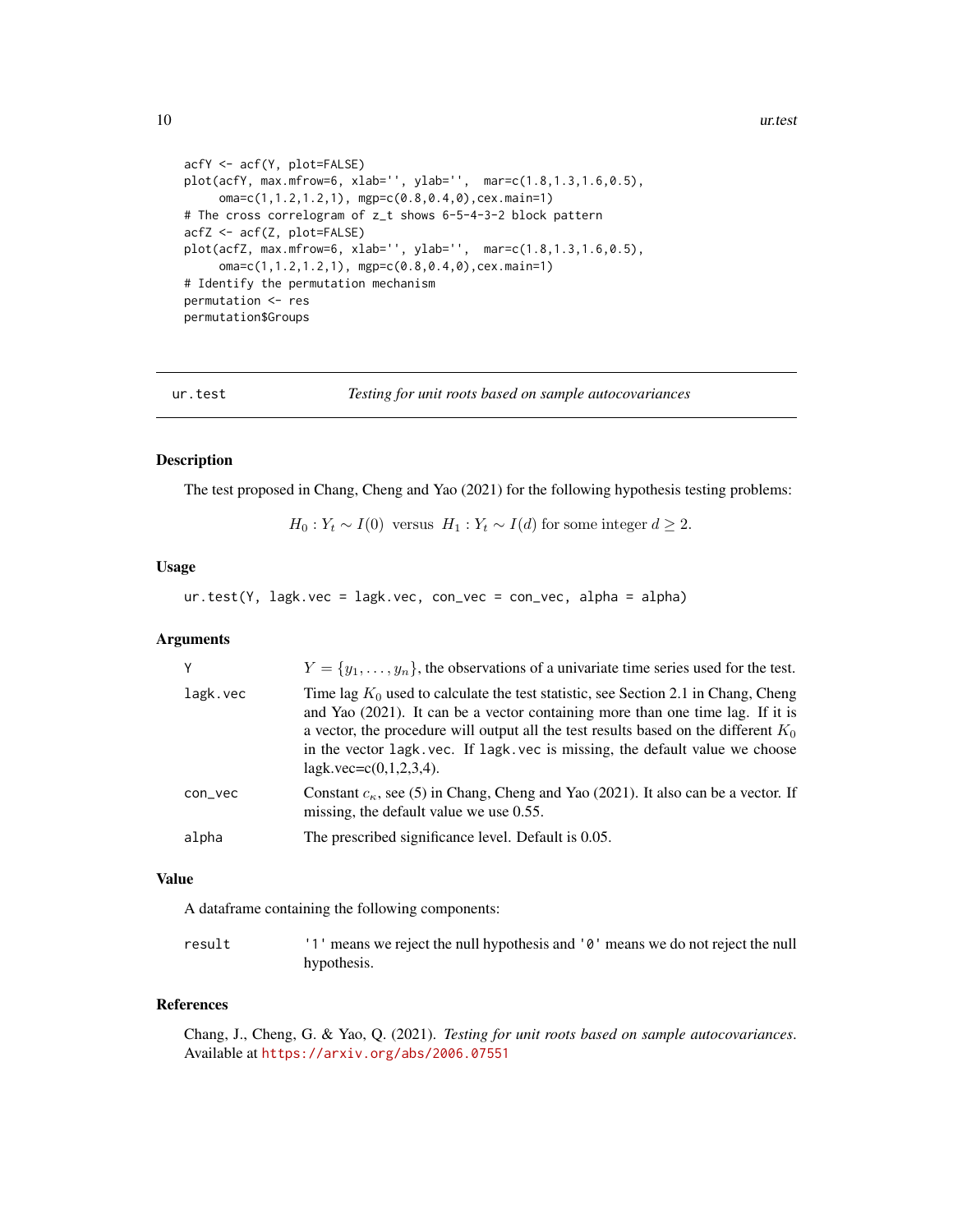```
acfY <- acf(Y, plot=FALSE)
plot(acfY, max.mfrow=6, xlab='', ylab='',  mar=c(1.8,1.3,1.6,0.5),
     oma=c(1,1.2,1.2,1), mgp=c(0.8,0.4,0),cex.main=1)
# The cross correlogram of z_t shows 6-5-4-3-2 block pattern
acfZ <- acf(Z, plot=FALSE)
plot(acfZ, max.mfrow=6, xlab='', ylab='',  mar=c(1.8,1.3,1.6,0.5),
     oma=c(1,1.2,1.2,1), mgp=c(0.8,0.4,0),cex.main=1)
# Identify the permutation mechanism
permutation <- res
permutation$Groups
```

---

## ur.test *Testing for unit roots based on sample autocovariances*

### Description

The test proposed in Chang, Cheng and Yao (2021) for the following hypothesis testing problems:

$$H_0 : Y_t \sim I(0) \text{ versus } H_1 : Y_t \sim I(d) \text{ for some integer } d \geq 2.$$

### Usage

```
ur.test(Y, lagk.vec = lagk.vec, con_vec = con_vec, alpha = alpha)
```

### Arguments

| | |
|---|---|
| Y | $Y = \{y_1, \ldots, y_n\}$, the observations of a univariate time series used for the test. |
| lagk.vec | Time lag $K_0$ used to calculate the test statistic, see Section 2.1 in Chang, Cheng and Yao (2021). It can be a vector containing more than one time lag. If it is a vector, the procedure will output all the test results based on the different $K_0$ in the vector lagk.vec. If lagk.vec is missing, the default value we choose lagk.vec=c(0,1,2,3,4). |
| con_vec | Constant $c_\kappa$, see (5) in Chang, Cheng and Yao (2021). It also can be a vector. If missing, the default value we use 0.55. |
| alpha | The prescribed significance level. Default is 0.05. |

### Value

A dataframe containing the following components:

| | |
|---|---|
| result | '1' means we reject the null hypothesis and '0' means we do not reject the null hypothesis. |

### References

Chang, J., Cheng, G. & Yao, Q. (2021). *Testing for unit roots based on sample autocovariances*. Available at https://arxiv.org/abs/2006.07551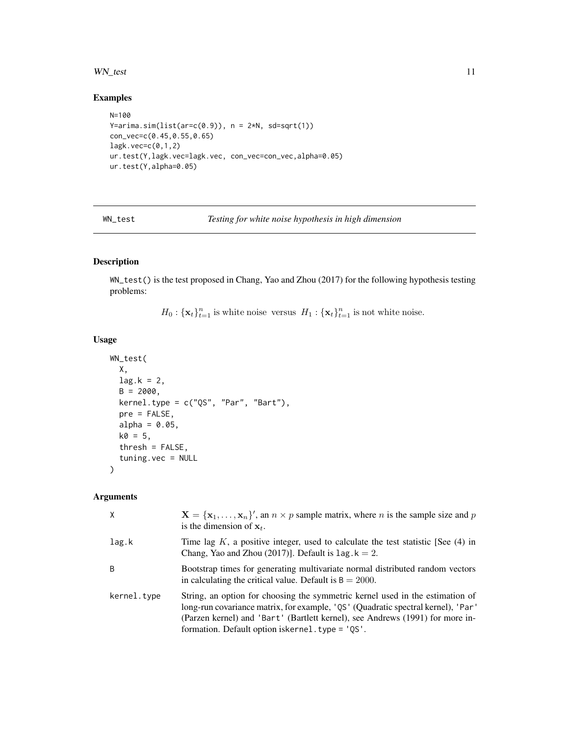## Examples

```
N=100
Y=arima.sim(list(ar=c(0.9)), n = 2*N, sd=sqrt(1))
con_vec=c(0.45,0.55,0.65)
lagk.vec=c(0,1,2)
ur.test(Y,lagk.vec=lagk.vec, con_vec=con_vec,alpha=0.05)
ur.test(Y,alpha=0.05)
```

---

# WN_test — *Testing for white noise hypothesis in high dimension*

---

## Description

WN_test() is the test proposed in Chang, Yao and Zhou (2017) for the following hypothesis testing problems:

$$H_0 : \{\mathbf{x}_t\}_{t=1}^n \text{ is white noise versus } H_1 : \{\mathbf{x}_t\}_{t=1}^n \text{ is not white noise.}$$

## Usage

```
WN_test(
  X,
  lag.k = 2,
  B = 2000,
  kernel.type = c("QS", "Par", "Bart"),
  pre = FALSE,
  alpha = 0.05,
  k0 = 5,
  thresh = FALSE,
  tuning.vec = NULL
)
```

## Arguments

| | |
|---|---|
| X | $\mathbf{X} = \{\mathbf{x}_1, \ldots, \mathbf{x}_n\}'$, an $n \times p$ sample matrix, where $n$ is the sample size and $p$ is the dimension of $\mathbf{x}_t$. |
| lag.k | Time lag $K$, a positive integer, used to calculate the test statistic [See (4) in Chang, Yao and Zhou (2017)]. Default is lag.k $= 2$. |
| B | Bootstrap times for generating multivariate normal distributed random vectors in calculating the critical value. Default is B $= 2000$. |
| kernel.type | String, an option for choosing the symmetric kernel used in the estimation of long-run covariance matrix, for example, 'QS' (Quadratic spectral kernel), 'Par' (Parzen kernel) and 'Bart' (Bartlett kernel), see Andrews (1991) for more information. Default option iskernel.type = 'QS'. |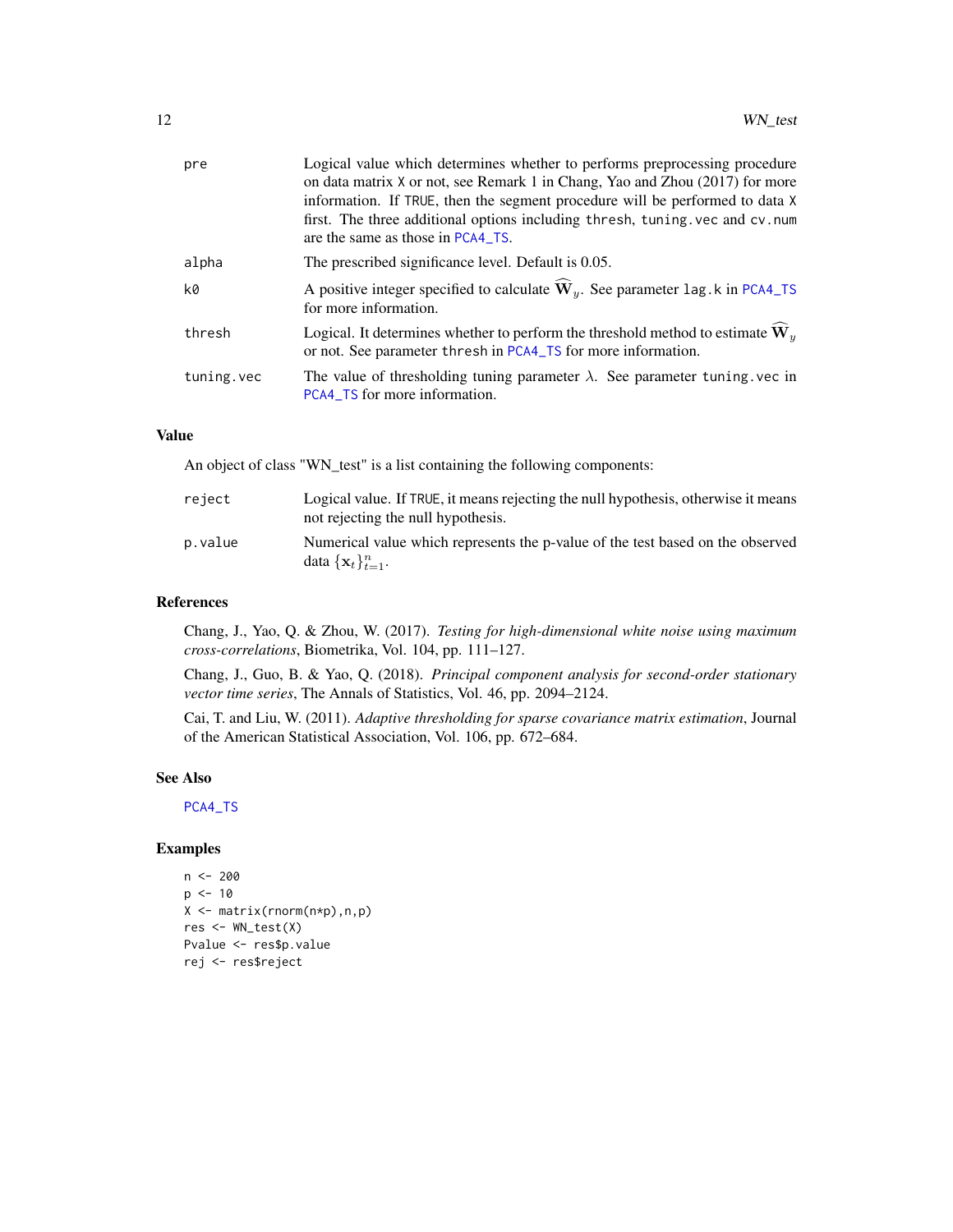| | |
|---|---|
| pre | Logical value which determines whether to performs preprocessing procedure on data matrix X or not, see Remark 1 in Chang, Yao and Zhou (2017) for more information. If TRUE, then the segment procedure will be performed to data X first. The three additional options including thresh, tuning.vec and cv.num are the same as those in PCA4_TS. |
| alpha | The prescribed significance level. Default is 0.05. |
| k0 | A positive integer specified to calculate $\widehat{\mathbf{W}}_y$. See parameter lag.k in PCA4_TS for more information. |
| thresh | Logical. It determines whether to perform the threshold method to estimate $\widehat{\mathbf{W}}_y$ or not. See parameter thresh in PCA4_TS for more information. |
| tuning.vec | The value of thresholding tuning parameter $\lambda$. See parameter tuning.vec in PCA4_TS for more information. |

## Value

An object of class "WN_test" is a list containing the following components:

| | |
|---|---|
| reject | Logical value. If TRUE, it means rejecting the null hypothesis, otherwise it means not rejecting the null hypothesis. |
| p.value | Numerical value which represents the p-value of the test based on the observed data $\{\mathbf{x}_t\}_{t=1}^n$. |

## References

Chang, J., Yao, Q. & Zhou, W. (2017). *Testing for high-dimensional white noise using maximum cross-correlations*, Biometrika, Vol. 104, pp. 111–127.

Chang, J., Guo, B. & Yao, Q. (2018). *Principal component analysis for second-order stationary vector time series*, The Annals of Statistics, Vol. 46, pp. 2094–2124.

Cai, T. and Liu, W. (2011). *Adaptive thresholding for sparse covariance matrix estimation*, Journal of the American Statistical Association, Vol. 106, pp. 672–684.

## See Also

PCA4_TS

## Examples

```
n <- 200
p <- 10
X <- matrix(rnorm(n*p),n,p)
res <- WN_test(X)
Pvalue <- res$p.value
rej <- res$reject
```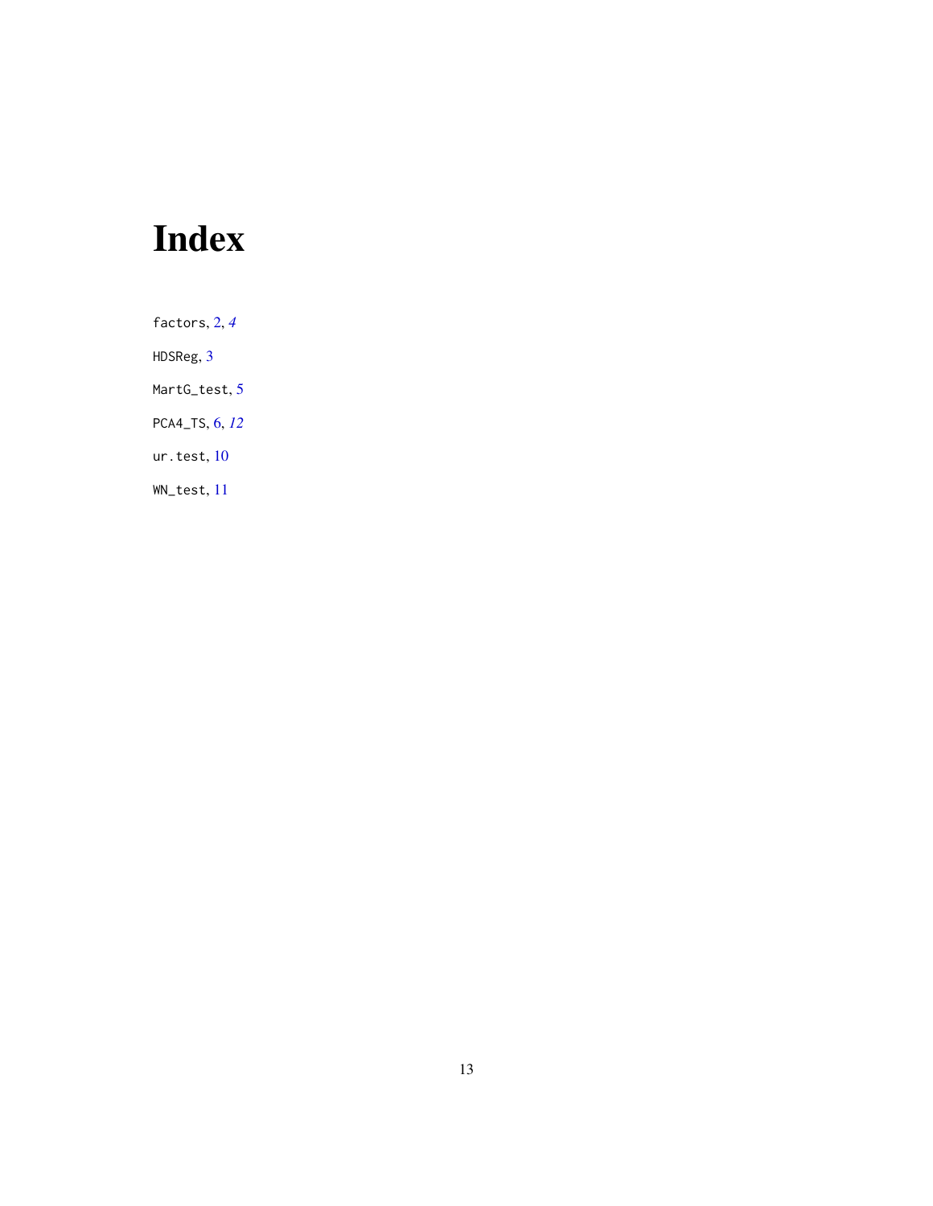# Index

factors, 2, *4*

HDSReg, 3

MartG_test, 5

PCA4_TS, 6, *12*

ur.test, 10

WN_test, 11